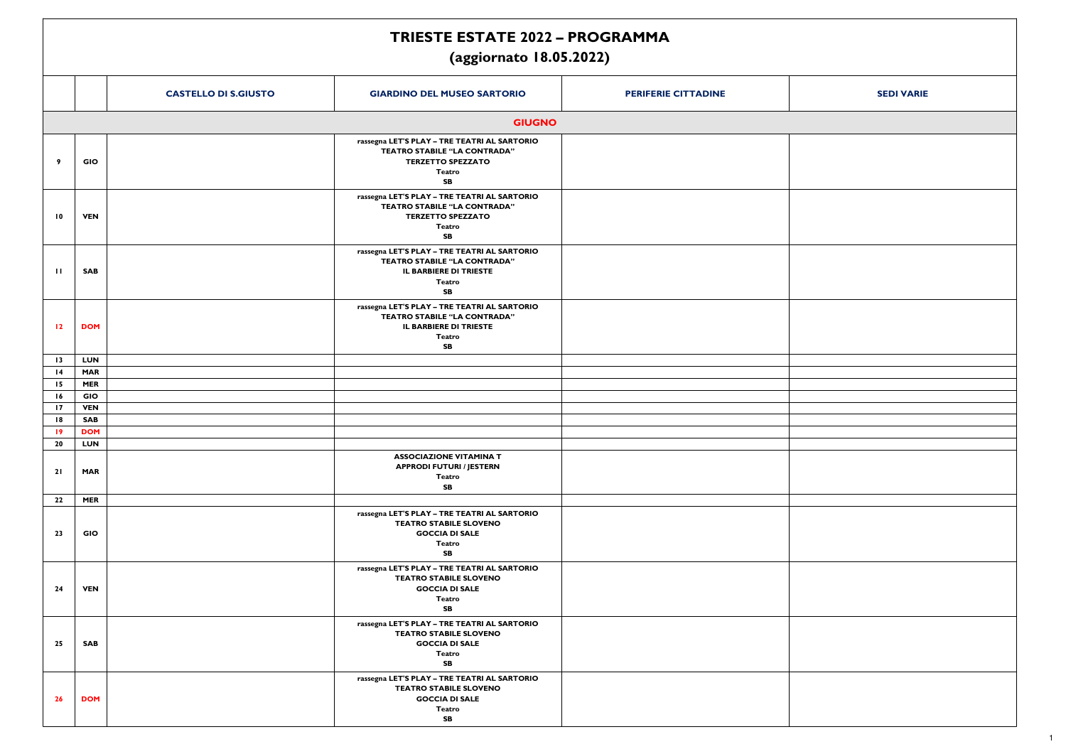# TRIESTE ESTATE 2022 – PROGRAMMA
## (aggiornato 18.05.2022)

| | | CASTELLO DI S.GIUSTO | GIARDINO DEL MUSEO SARTORIO | PERIFERIE CITTADINE | SEDI VARIE |
|---|---|---|---|---|---|
| **GIUGNO** | | | | | |
| 9 | GIO | | rassegna **LET'S PLAY – TRE TEATRI AL SARTORIO**<br>**TEATRO STABILE "LA CONTRADA"**<br>**TERZETTO SPEZZATO**<br>**Teatro**<br>**SB** | | |
| 10 | VEN | | rassegna **LET'S PLAY – TRE TEATRI AL SARTORIO**<br>**TEATRO STABILE "LA CONTRADA"**<br>**TERZETTO SPEZZATO**<br>**Teatro**<br>**SB** | | |
| 11 | SAB | | rassegna **LET'S PLAY – TRE TEATRI AL SARTORIO**<br>**TEATRO STABILE "LA CONTRADA"**<br>**IL BARBIERE DI TRIESTE**<br>**Teatro**<br>**SB** | | |
| 12 | DOM | | rassegna **LET'S PLAY – TRE TEATRI AL SARTORIO**<br>**TEATRO STABILE "LA CONTRADA"**<br>**IL BARBIERE DI TRIESTE**<br>**Teatro**<br>**SB** | | |
| 13 | LUN | | | | |
| 14 | MAR | | | | |
| 15 | MER | | | | |
| 16 | GIO | | | | |
| 17 | VEN | | | | |
| 18 | SAB | | | | |
| 19 | DOM | | | | |
| 20 | LUN | | | | |
| 21 | MAR | | **ASSOCIAZIONE VITAMINA T**<br>**APPRODI FUTURI / JESTERN**<br>**Teatro**<br>**SB** | | |
| 22 | MER | | | | |
| 23 | GIO | | rassegna **LET'S PLAY – TRE TEATRI AL SARTORIO**<br>**TEATRO STABILE SLOVENO**<br>**GOCCIA DI SALE**<br>**Teatro**<br>**SB** | | |
| 24 | VEN | | rassegna **LET'S PLAY – TRE TEATRI AL SARTORIO**<br>**TEATRO STABILE SLOVENO**<br>**GOCCIA DI SALE**<br>**Teatro**<br>**SB** | | |
| 25 | SAB | | rassegna **LET'S PLAY – TRE TEATRI AL SARTORIO**<br>**TEATRO STABILE SLOVENO**<br>**GOCCIA DI SALE**<br>**Teatro**<br>**SB** | | |
| 26 | DOM | | rassegna **LET'S PLAY – TRE TEATRI AL SARTORIO**<br>**TEATRO STABILE SLOVENO**<br>**GOCCIA DI SALE**<br>**Teatro**<br>**SB** | | |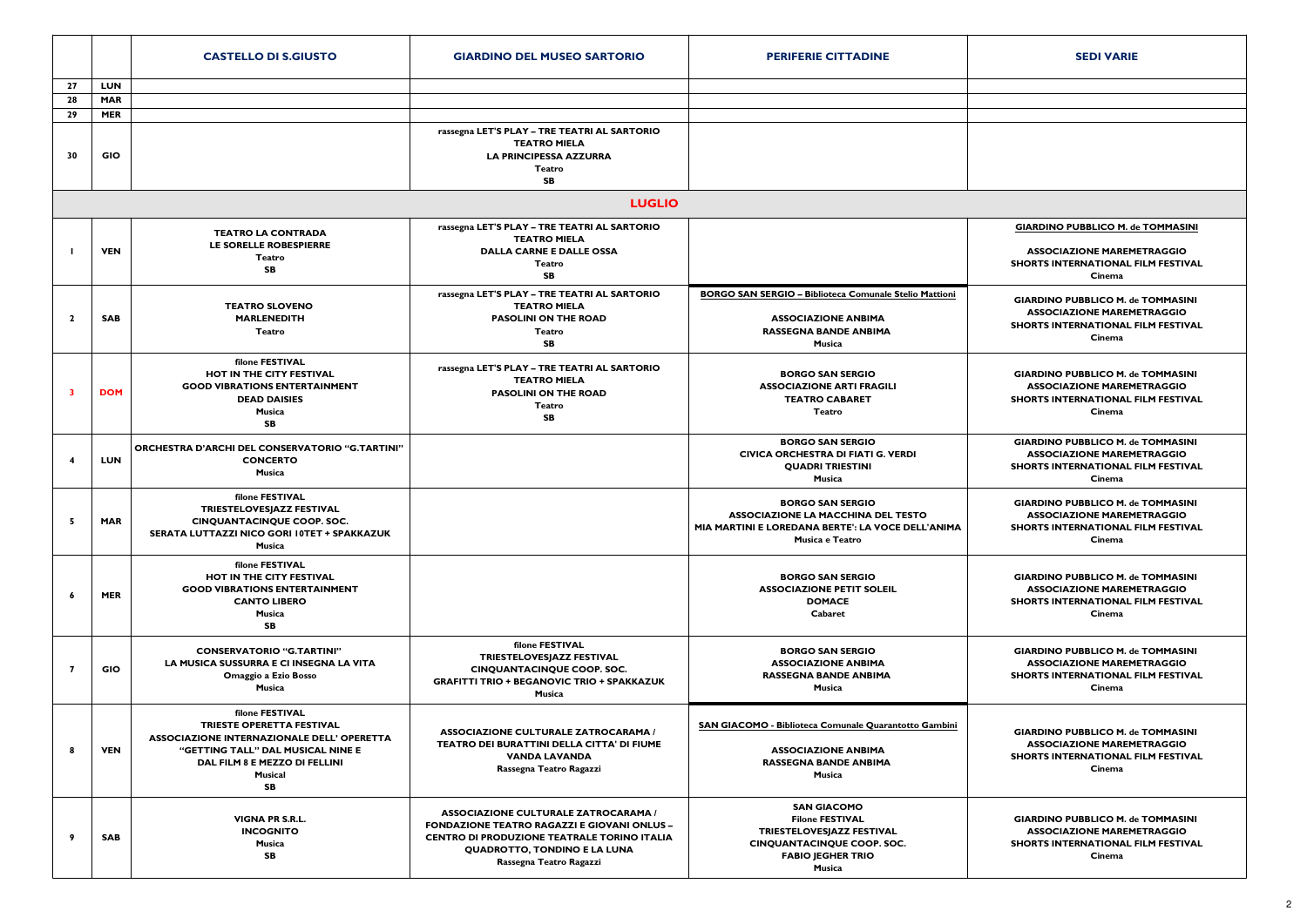| | | CASTELLO DI S.GIUSTO | GIARDINO DEL MUSEO SARTORIO | PERIFERIE CITTADINE | SEDI VARIE |
|---|---|---|---|---|---|
| 27 | LUN | | | | |
| 28 | MAR | | | | |
| 29 | MER | | | | |
| 30 | GIO | | rassegna LET'S PLAY – TRE TEATRI AL SARTORIO<br>TEATRO MIELA<br>LA PRINCIPESSA AZZURRA<br>Teatro<br>SB | | |
| | | | **LUGLIO** | | |
| 1 | VEN | TEATRO LA CONTRADA<br>LE SORELLE ROBESPIERRE<br>Teatro<br>SB | rassegna LET'S PLAY – TRE TEATRI AL SARTORIO<br>TEATRO MIELA<br>DALLA CARNE E DALLE OSSA<br>Teatro<br>SB | | GIARDINO PUBBLICO M. de TOMMASINI<br>ASSOCIAZIONE MAREMETRAGGIO<br>SHORTS INTERNATIONAL FILM FESTIVAL<br>Cinema |
| 2 | SAB | TEATRO SLOVENO<br>MARLENEDITH<br>Teatro | rassegna LET'S PLAY – TRE TEATRI AL SARTORIO<br>TEATRO MIELA<br>PASOLINI ON THE ROAD<br>Teatro<br>SB | BORGO SAN SERGIO – Biblioteca Comunale Stelio Mattioni<br>ASSOCIAZIONE ANBIMA<br>RASSEGNA BANDE ANBIMA<br>Musica | GIARDINO PUBBLICO M. de TOMMASINI<br>ASSOCIAZIONE MAREMETRAGGIO<br>SHORTS INTERNATIONAL FILM FESTIVAL<br>Cinema |
| 3 | DOM | filone FESTIVAL<br>HOT IN THE CITY FESTIVAL<br>GOOD VIBRATIONS ENTERTAINMENT<br>DEAD DAISIES<br>Musica<br>SB | rassegna LET'S PLAY – TRE TEATRI AL SARTORIO<br>TEATRO MIELA<br>PASOLINI ON THE ROAD<br>Teatro<br>SB | BORGO SAN SERGIO<br>ASSOCIAZIONE ARTI FRAGILI<br>TEATRO CABARET<br>Teatro | GIARDINO PUBBLICO M. de TOMMASINI<br>ASSOCIAZIONE MAREMETRAGGIO<br>SHORTS INTERNATIONAL FILM FESTIVAL<br>Cinema |
| 4 | LUN | ORCHESTRA D'ARCHI DEL CONSERVATORIO "G.TARTINI"<br>CONCERTO<br>Musica | | BORGO SAN SERGIO<br>CIVICA ORCHESTRA DI FIATI G. VERDI<br>QUADRI TRIESTINI<br>Musica | GIARDINO PUBBLICO M. de TOMMASINI<br>ASSOCIAZIONE MAREMETRAGGIO<br>SHORTS INTERNATIONAL FILM FESTIVAL<br>Cinema |
| 5 | MAR | filone FESTIVAL<br>TRIESTELOVESJAZZ FESTIVAL<br>CINQUANTACINQUE COOP. SOC.<br>SERATA LUTTAZZI NICO GORI 10TET + SPAKKAZUK<br>Musica | | BORGO SAN SERGIO<br>ASSOCIAZIONE LA MACCHINA DEL TESTO<br>MIA MARTINI E LOREDANA BERTE': LA VOCE DELL'ANIMA<br>Musica e Teatro | GIARDINO PUBBLICO M. de TOMMASINI<br>ASSOCIAZIONE MAREMETRAGGIO<br>SHORTS INTERNATIONAL FILM FESTIVAL<br>Cinema |
| 6 | MER | filone FESTIVAL<br>HOT IN THE CITY FESTIVAL<br>GOOD VIBRATIONS ENTERTAINMENT<br>CANTO LIBERO<br>Musica<br>SB | | BORGO SAN SERGIO<br>ASSOCIAZIONE PETIT SOLEIL<br>DOMACE<br>Cabaret | GIARDINO PUBBLICO M. de TOMMASINI<br>ASSOCIAZIONE MAREMETRAGGIO<br>SHORTS INTERNATIONAL FILM FESTIVAL<br>Cinema |
| 7 | GIO | CONSERVATORIO "G.TARTINI"<br>LA MUSICA SUSSURRA E CI INSEGNA LA VITA<br>Omaggio a Ezio Bosso<br>Musica | filone FESTIVAL<br>TRIESTELOVESJAZZ FESTIVAL<br>CINQUANTACINQUE COOP. SOC.<br>GRAFITTI TRIO + BEGANOVIC TRIO + SPAKKAZUK<br>Musica | BORGO SAN SERGIO<br>ASSOCIAZIONE ANBIMA<br>RASSEGNA BANDE ANBIMA<br>Musica | GIARDINO PUBBLICO M. de TOMMASINI<br>ASSOCIAZIONE MAREMETRAGGIO<br>SHORTS INTERNATIONAL FILM FESTIVAL<br>Cinema |
| 8 | VEN | filone FESTIVAL<br>TRIESTE OPERETTA FESTIVAL<br>ASSOCIAZIONE INTERNAZIONALE DELL' OPERETTA<br>"GETTING TALL" DAL MUSICAL NINE E DAL FILM 8 E MEZZO DI FELLINI<br>Musical<br>SB | ASSOCIAZIONE CULTURALE ZATROCARAMA /<br>TEATRO DEI BURATTINI DELLA CITTA' DI FIUME<br>VANDA LAVANDA<br>Rassegna Teatro Ragazzi | SAN GIACOMO - Biblioteca Comunale Quarantotto Gambini<br>ASSOCIAZIONE ANBIMA<br>RASSEGNA BANDE ANBIMA<br>Musica | GIARDINO PUBBLICO M. de TOMMASINI<br>ASSOCIAZIONE MAREMETRAGGIO<br>SHORTS INTERNATIONAL FILM FESTIVAL<br>Cinema |
| 9 | SAB | VIGNA PR S.R.L.<br>INCOGNITO<br>Musica<br>SB | ASSOCIAZIONE CULTURALE ZATROCARAMA /<br>FONDAZIONE TEATRO RAGAZZI E GIOVANI ONLUS –<br>CENTRO DI PRODUZIONE TEATRALE TORINO ITALIA<br>QUADROTTO, TONDINO E LA LUNA<br>Rassegna Teatro Ragazzi | SAN GIACOMO<br>Filone FESTIVAL<br>TRIESTELOVESJAZZ FESTIVAL<br>CINQUANTACINQUE COOP. SOC.<br>FABIO JEGHER TRIO<br>Musica | GIARDINO PUBBLICO M. de TOMMASINI<br>ASSOCIAZIONE MAREMETRAGGIO<br>SHORTS INTERNATIONAL FILM FESTIVAL<br>Cinema |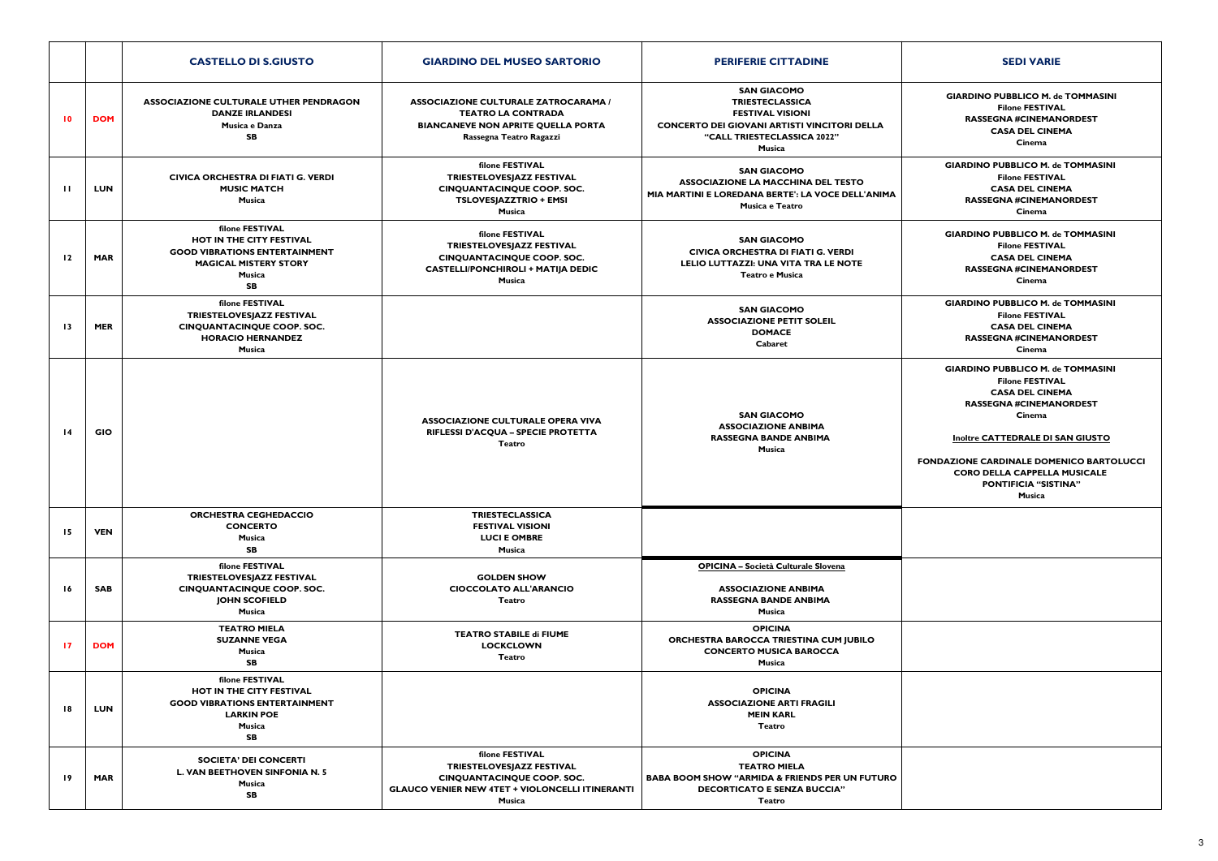| | | CASTELLO DI S.GIUSTO | GIARDINO DEL MUSEO SARTORIO | PERIFERIE CITTADINE | SEDI VARIE |
|---|---|---|---|---|---|
| 10 | DOM | ASSOCIAZIONE CULTURALE UTHER PENDRAGON<br>DANZE IRLANDESI<br>Musica e Danza<br>SB | ASSOCIAZIONE CULTURALE ZATROCARAMA / TEATRO LA CONTRADA<br>BIANCANEVE NON APRITE QUELLA PORTA<br>Rassegna Teatro Ragazzi | SAN GIACOMO<br>TRIESTECLASSICA<br>FESTIVAL VISIONI<br>CONCERTO DEI GIOVANI ARTISTI VINCITORI DELLA "CALL TRIESTECLASSICA 2022"<br>Musica | GIARDINO PUBBLICO M. de TOMMASINI<br>Filone FESTIVAL<br>RASSEGNA #CINEMANORDEST<br>CASA DEL CINEMA<br>Cinema |
| 11 | LUN | CIVICA ORCHESTRA DI FIATI G. VERDI<br>MUSIC MATCH<br>Musica | filone FESTIVAL<br>TRIESTELOVESJAZZ FESTIVAL<br>CINQUANTACINQUE COOP. SOC.<br>TSLOVESJAZZTRIO + EMSI<br>Musica | SAN GIACOMO<br>ASSOCIAZIONE LA MACCHINA DEL TESTO<br>MIA MARTINI E LOREDANA BERTE': LA VOCE DELL'ANIMA<br>Musica e Teatro | GIARDINO PUBBLICO M. de TOMMASINI<br>Filone FESTIVAL<br>CASA DEL CINEMA<br>RASSEGNA #CINEMANORDEST<br>Cinema |
| 12 | MAR | filone FESTIVAL<br>HOT IN THE CITY FESTIVAL<br>GOOD VIBRATIONS ENTERTAINMENT<br>MAGICAL MISTERY STORY<br>Musica<br>SB | filone FESTIVAL<br>TRIESTELOVESJAZZ FESTIVAL<br>CINQUANTACINQUE COOP. SOC.<br>CASTELLI/PONCHIROLI + MATIJA DEDIC<br>Musica | SAN GIACOMO<br>CIVICA ORCHESTRA DI FIATI G. VERDI<br>LELIO LUTTAZZI: UNA VITA TRA LE NOTE<br>Teatro e Musica | GIARDINO PUBBLICO M. de TOMMASINI<br>Filone FESTIVAL<br>CASA DEL CINEMA<br>RASSEGNA #CINEMANORDEST<br>Cinema |
| 13 | MER | filone FESTIVAL<br>TRIESTELOVESJAZZ FESTIVAL<br>CINQUANTACINQUE COOP. SOC.<br>HORACIO HERNANDEZ<br>Musica | | SAN GIACOMO<br>ASSOCIAZIONE PETIT SOLEIL<br>DOMACE<br>Cabaret | GIARDINO PUBBLICO M. de TOMMASINI<br>Filone FESTIVAL<br>CASA DEL CINEMA<br>RASSEGNA #CINEMANORDEST<br>Cinema |
| 14 | GIO | | ASSOCIAZIONE CULTURALE OPERA VIVA<br>RIFLESSI D'ACQUA – SPECIE PROTETTA<br>Teatro | SAN GIACOMO<br>ASSOCIAZIONE ANBIMA<br>RASSEGNA BANDE ANBIMA<br>Musica | GIARDINO PUBBLICO M. de TOMMASINI<br>Filone FESTIVAL<br>CASA DEL CINEMA<br>RASSEGNA #CINEMANORDEST<br>Cinema<br><br>Inoltre CATTEDRALE DI SAN GIUSTO<br><br>FONDAZIONE CARDINALE DOMENICO BARTOLUCCI<br>CORO DELLA CAPPELLA MUSICALE PONTIFICIA "SISTINA"<br>Musica |
| 15 | VEN | ORCHESTRA CEGHEDACCIO<br>CONCERTO<br>Musica<br>SB | TRIESTECLASSICA<br>FESTIVAL VISIONI<br>LUCI E OMBRE<br>Musica | | |
| 16 | SAB | filone FESTIVAL<br>TRIESTELOVESJAZZ FESTIVAL<br>CINQUANTACINQUE COOP. SOC.<br>JOHN SCOFIELD<br>Musica | GOLDEN SHOW<br>CIOCCOLATO ALL'ARANCIO<br>Teatro | OPICINA – Società Culturale Slovena<br><br>ASSOCIAZIONE ANBIMA<br>RASSEGNA BANDE ANBIMA<br>Musica | |
| 17 | DOM | TEATRO MIELA<br>SUZANNE VEGA<br>Musica<br>SB | TEATRO STABILE di FIUME<br>LOCKCLOWN<br>Teatro | OPICINA<br>ORCHESTRA BAROCCA TRIESTINA CUM JUBILO<br>CONCERTO MUSICA BAROCCA<br>Musica | |
| 18 | LUN | filone FESTIVAL<br>HOT IN THE CITY FESTIVAL<br>GOOD VIBRATIONS ENTERTAINMENT<br>LARKIN POE<br>Musica<br>SB | | OPICINA<br>ASSOCIAZIONE ARTI FRAGILI<br>MEIN KARL<br>Teatro | |
| 19 | MAR | SOCIETA' DEI CONCERTI<br>L. VAN BEETHOVEN SINFONIA N. 5<br>Musica<br>SB | filone FESTIVAL<br>TRIESTELOVESJAZZ FESTIVAL<br>CINQUANTACINQUE COOP. SOC.<br>GLAUCO VENIER NEW 4TET + VIOLONCELLI ITINERANTI<br>Musica | OPICINA<br>TEATRO MIELA<br>BABA BOOM SHOW "ARMIDA & FRIENDS PER UN FUTURO DECORTICATO E SENZA BUCCIA"<br>Teatro | |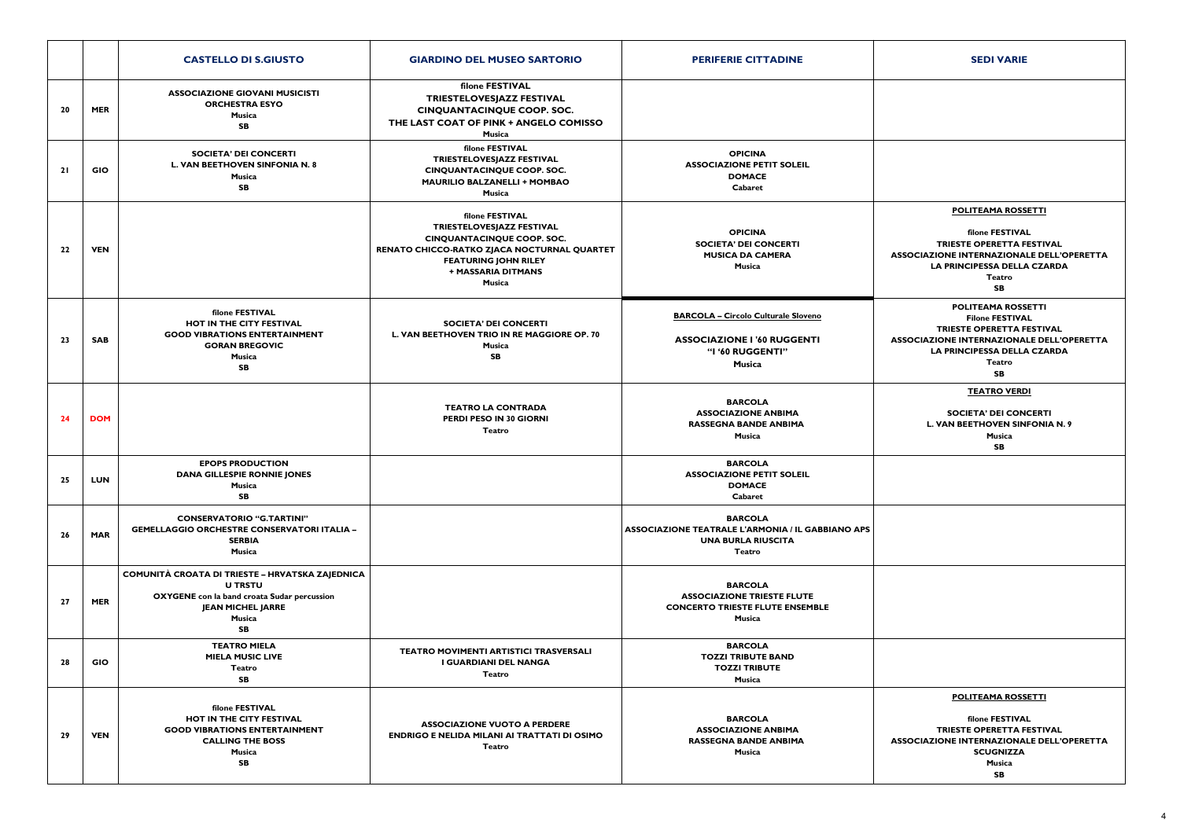| | | CASTELLO DI S.GIUSTO | GIARDINO DEL MUSEO SARTORIO | PERIFERIE CITTADINE | SEDI VARIE |
|---|---|---|---|---|---|
| 20 | MER | ASSOCIAZIONE GIOVANI MUSICISTI<br>ORCHESTRA ESYO<br>Musica<br>SB | filone FESTIVAL<br>TRIESTELOVESJAZZ FESTIVAL<br>CINQUANTACINQUE COOP. SOC.<br>THE LAST COAT OF PINK + ANGELO COMISSO<br>Musica | | |
| 21 | GIO | SOCIETA' DEI CONCERTI<br>L. VAN BEETHOVEN SINFONIA N. 8<br>Musica<br>SB | filone FESTIVAL<br>TRIESTELOVESJAZZ FESTIVAL<br>CINQUANTACINQUE COOP. SOC.<br>MAURILIO BALZANELLI + MOMBAO<br>Musica | OPICINA<br>ASSOCIAZIONE PETIT SOLEIL<br>DOMACE<br>Cabaret | |
| 22 | VEN | | filone FESTIVAL<br>TRIESTELOVESJAZZ FESTIVAL<br>CINQUANTACINQUE COOP. SOC.<br>RENATO CHICCO-RATKO ZJACA NOCTURNAL QUARTET<br>FEATURING JOHN RILEY<br>+ MASSARIA DITMANS<br>Musica | OPICINA<br>SOCIETA' DEI CONCERTI<br>MUSICA DA CAMERA<br>Musica | POLITEAMA ROSSETTI<br><br>filone FESTIVAL<br>TRIESTE OPERETTA FESTIVAL<br>ASSOCIAZIONE INTERNAZIONALE DELL'OPERETTA<br>LA PRINCIPESSA DELLA CZARDA<br>Teatro<br>SB |
| 23 | SAB | filone FESTIVAL<br>HOT IN THE CITY FESTIVAL<br>GOOD VIBRATIONS ENTERTAINMENT<br>GORAN BREGOVIC<br>Musica<br>SB | SOCIETA' DEI CONCERTI<br>L. VAN BEETHOVEN TRIO IN RE MAGGIORE OP. 70<br>Musica<br>SB | BARCOLA – Circolo Culturale Sloveno<br><br>ASSOCIAZIONE I '60 RUGGENTI<br>"I '60 RUGGENTI"<br>Musica | POLITEAMA ROSSETTI<br>Filone FESTIVAL<br>TRIESTE OPERETTA FESTIVAL<br>ASSOCIAZIONE INTERNAZIONALE DELL'OPERETTA<br>LA PRINCIPESSA DELLA CZARDA<br>Teatro<br>SB |
| 24 | DOM | | TEATRO LA CONTRADA<br>PERDI PESO IN 30 GIORNI<br>Teatro | BARCOLA<br>ASSOCIAZIONE ANBIMA<br>RASSEGNA BANDE ANBIMA<br>Musica | TEATRO VERDI<br><br>SOCIETA' DEI CONCERTI<br>L. VAN BEETHOVEN SINFONIA N. 9<br>Musica<br>SB |
| 25 | LUN | EPOPS PRODUCTION<br>DANA GILLESPIE RONNIE JONES<br>Musica<br>SB | | BARCOLA<br>ASSOCIAZIONE PETIT SOLEIL<br>DOMACE<br>Cabaret | |
| 26 | MAR | CONSERVATORIO "G.TARTINI"<br>GEMELLAGGIO ORCHESTRE CONSERVATORI ITALIA – SERBIA<br>Musica | | BARCOLA<br>ASSOCIAZIONE TEATRALE L'ARMONIA / IL GABBIANO APS<br>UNA BURLA RIUSCITA<br>Teatro | |
| 27 | MER | COMUNITÀ CROATA DI TRIESTE – HRVATSKA ZAJEDNICA U TRSTU<br>OXYGENE con la band croata Sudar percussion<br>JEAN MICHEL JARRE<br>Musica<br>SB | | BARCOLA<br>ASSOCIAZIONE TRIESTE FLUTE<br>CONCERTO TRIESTE FLUTE ENSEMBLE<br>Musica | |
| 28 | GIO | TEATRO MIELA<br>MIELA MUSIC LIVE<br>Teatro<br>SB | TEATRO MOVIMENTI ARTISTICI TRASVERSALI<br>I GUARDIANI DEL NANGA<br>Teatro | BARCOLA<br>TOZZI TRIBUTE BAND<br>TOZZI TRIBUTE<br>Musica | |
| 29 | VEN | filone FESTIVAL<br>HOT IN THE CITY FESTIVAL<br>GOOD VIBRATIONS ENTERTAINMENT<br>CALLING THE BOSS<br>Musica<br>SB | ASSOCIAZIONE VUOTO A PERDERE<br>ENDRIGO E NELIDA MILANI AI TRATTATI DI OSIMO<br>Teatro | BARCOLA<br>ASSOCIAZIONE ANBIMA<br>RASSEGNA BANDE ANBIMA<br>Musica | POLITEAMA ROSSETTI<br><br>filone FESTIVAL<br>TRIESTE OPERETTA FESTIVAL<br>ASSOCIAZIONE INTERNAZIONALE DELL'OPERETTA<br>SCUGNIZZA<br>Musica<br>SB |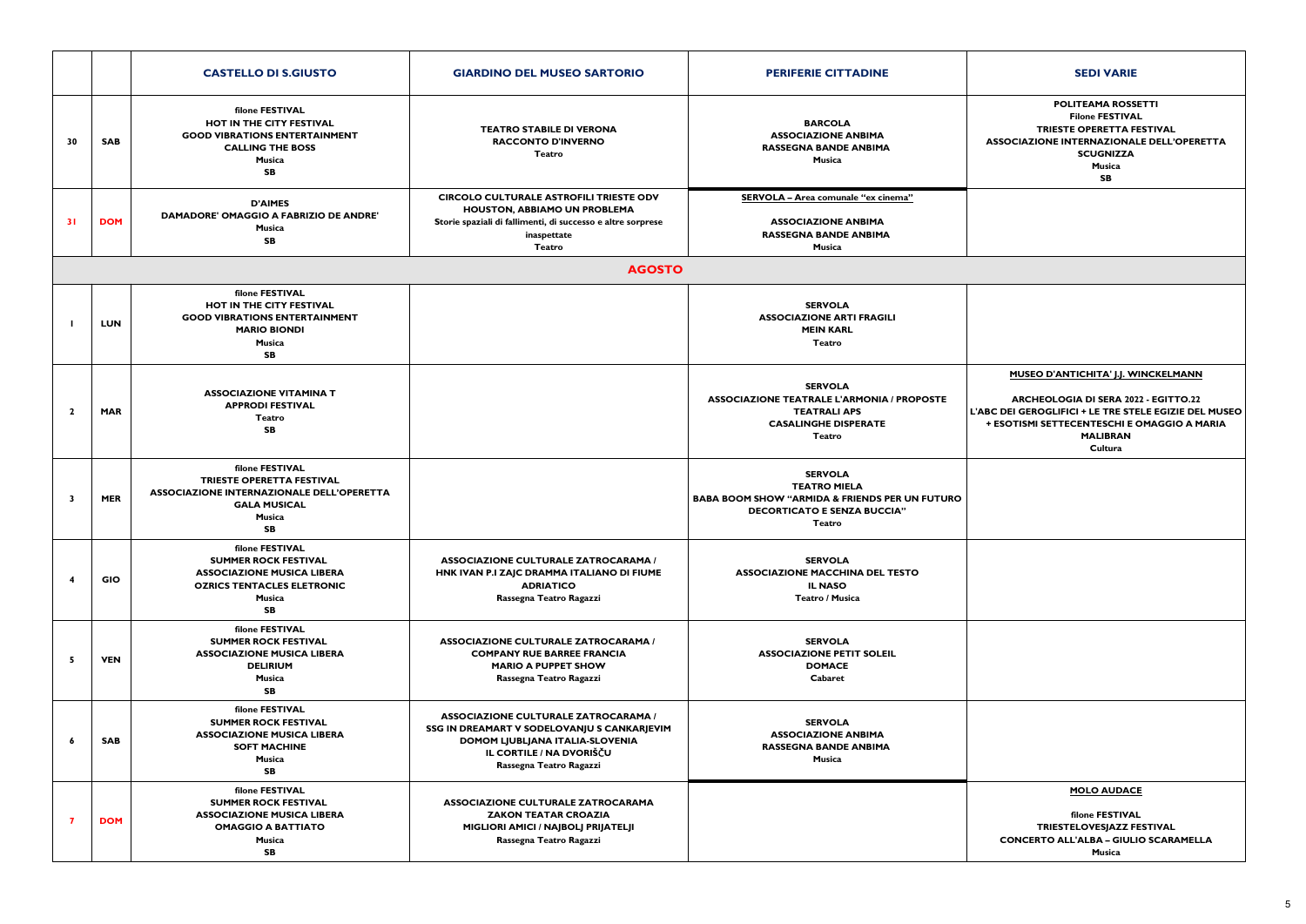| | | CASTELLO DI S.GIUSTO | GIARDINO DEL MUSEO SARTORIO | PERIFERIE CITTADINE | SEDI VARIE |
|---|---|---|---|---|---|
| 30 | SAB | filone FESTIVAL<br>HOT IN THE CITY FESTIVAL<br>GOOD VIBRATIONS ENTERTAINMENT<br>CALLING THE BOSS<br>Musica<br>SB | TEATRO STABILE DI VERONA<br>RACCONTO D'INVERNO<br>Teatro | BARCOLA<br>ASSOCIAZIONE ANBIMA<br>RASSEGNA BANDE ANBIMA<br>Musica | POLITEAMA ROSSETTI<br>Filone FESTIVAL<br>TRIESTE OPERETTA FESTIVAL<br>ASSOCIAZIONE INTERNAZIONALE DELL'OPERETTA<br>SCUGNIZZA<br>Musica<br>SB |
| 31 | DOM | D'AIMES<br>DAMADORE' OMAGGIO A FABRIZIO DE ANDRE'<br>Musica<br>SB | CIRCOLO CULTURALE ASTROFILI TRIESTE ODV<br>HOUSTON, ABBIAMO UN PROBLEMA<br>Storie spaziali di fallimenti, di successo e altre sorprese inaspettate<br>Teatro | SERVOLA – Area comunale "ex cinema"<br>ASSOCIAZIONE ANBIMA<br>RASSEGNA BANDE ANBIMA<br>Musica | |
| | | | **AGOSTO** | | |
| 1 | LUN | filone FESTIVAL<br>HOT IN THE CITY FESTIVAL<br>GOOD VIBRATIONS ENTERTAINMENT<br>MARIO BIONDI<br>Musica<br>SB | | SERVOLA<br>ASSOCIAZIONE ARTI FRAGILI<br>MEIN KARL<br>Teatro | |
| 2 | MAR | ASSOCIAZIONE VITAMINA T<br>APPRODI FESTIVAL<br>Teatro<br>SB | | SERVOLA<br>ASSOCIAZIONE TEATRALE L'ARMONIA / PROPOSTE TEATRALI APS<br>CASALINGHE DISPERATE<br>Teatro | MUSEO D'ANTICHITA' J.J. WINCKELMANN<br>ARCHEOLOGIA DI SERA 2022 - EGITTO.22<br>L'ABC DEI GEROGLIFICI + LE TRE STELE EGIZIE DEL MUSEO + ESOTISMI SETTECENTESCHI E OMAGGIO A MARIA MALIBRAN<br>Cultura |
| 3 | MER | filone FESTIVAL<br>TRIESTE OPERETTA FESTIVAL<br>ASSOCIAZIONE INTERNAZIONALE DELL'OPERETTA<br>GALA MUSICAL<br>Musica<br>SB | | SERVOLA<br>TEATRO MIELA<br>BABA BOOM SHOW "ARMIDA & FRIENDS PER UN FUTURO DECORTICATO E SENZA BUCCIA"<br>Teatro | |
| 4 | GIO | filone FESTIVAL<br>SUMMER ROCK FESTIVAL<br>ASSOCIAZIONE MUSICA LIBERA<br>OZRICS TENTACLES ELETRONIC<br>Musica<br>SB | ASSOCIAZIONE CULTURALE ZATROCARAMA /<br>HNK IVAN P.I ZAJC DRAMMA ITALIANO DI FIUME<br>ADRIATICO<br>Rassegna Teatro Ragazzi | SERVOLA<br>ASSOCIAZIONE MACCHINA DEL TESTO<br>IL NASO<br>Teatro / Musica | |
| 5 | VEN | filone FESTIVAL<br>SUMMER ROCK FESTIVAL<br>ASSOCIAZIONE MUSICA LIBERA<br>DELIRIUM<br>Musica<br>SB | ASSOCIAZIONE CULTURALE ZATROCARAMA /<br>COMPANY RUE BARREE FRANCIA<br>MARIO A PUPPET SHOW<br>Rassegna Teatro Ragazzi | SERVOLA<br>ASSOCIAZIONE PETIT SOLEIL<br>DOMACE<br>Cabaret | |
| 6 | SAB | filone FESTIVAL<br>SUMMER ROCK FESTIVAL<br>ASSOCIAZIONE MUSICA LIBERA<br>SOFT MACHINE<br>Musica<br>SB | ASSOCIAZIONE CULTURALE ZATROCARAMA /<br>SSG IN DREAMART V SODELOVANJU S CANKARJEVIM DOMOM LJUBLJANA ITALIA-SLOVENIA<br>IL CORTILE / NA DVORIŠČU<br>Rassegna Teatro Ragazzi | SERVOLA<br>ASSOCIAZIONE ANBIMA<br>RASSEGNA BANDE ANBIMA<br>Musica | |
| 7 | DOM | filone FESTIVAL<br>SUMMER ROCK FESTIVAL<br>ASSOCIAZIONE MUSICA LIBERA<br>OMAGGIO A BATTIATO<br>Musica<br>SB | ASSOCIAZIONE CULTURALE ZATROCARAMA<br>ZAKON TEATAR CROAZIA<br>MIGLIORI AMICI / NAJBOLJ PRIJATELJI<br>Rassegna Teatro Ragazzi | | MOLO AUDACE<br>filone FESTIVAL<br>TRIESTELOVESJAZZ FESTIVAL<br>CONCERTO ALL'ALBA – GIULIO SCARAMELLA<br>Musica |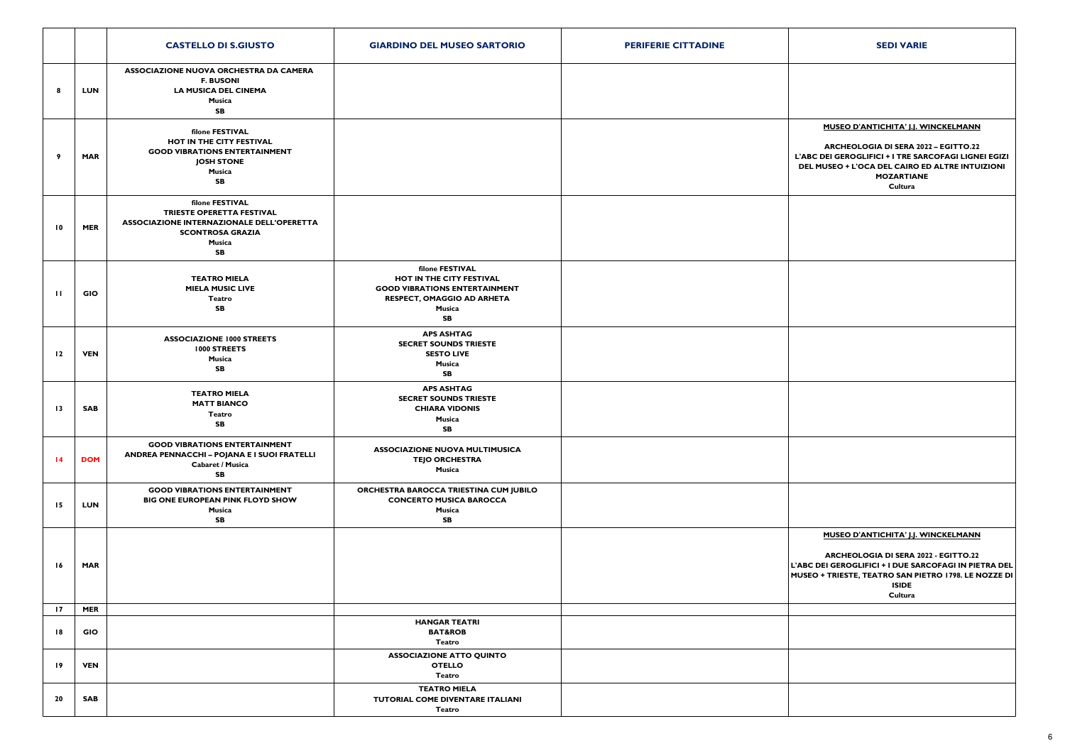| | | CASTELLO DI S.GIUSTO | GIARDINO DEL MUSEO SARTORIO | PERIFERIE CITTADINE | SEDI VARIE |
|---|---|---|---|---|---|
| 8 | LUN | ASSOCIAZIONE NUOVA ORCHESTRA DA CAMERA F. BUSONI<br>LA MUSICA DEL CINEMA<br>Musica<br>SB | | | |
| 9 | MAR | filone FESTIVAL<br>HOT IN THE CITY FESTIVAL<br>GOOD VIBRATIONS ENTERTAINMENT<br>JOSH STONE<br>Musica<br>SB | | | MUSEO D'ANTICHITA' J.J. WINCKELMANN<br><br>ARCHEOLOGIA DI SERA 2022 – EGITTO.22<br>L'ABC DEI GEROGLIFICI + I TRE SARCOFAGI LIGNEI EGIZI DEL MUSEO + L'OCA DEL CAIRO ED ALTRE INTUIZIONI MOZARTIANE<br>Cultura |
| 10 | MER | filone FESTIVAL<br>TRIESTE OPERETTA FESTIVAL<br>ASSOCIAZIONE INTERNAZIONALE DELL'OPERETTA<br>SCONTROSA GRAZIA<br>Musica<br>SB | | | |
| 11 | GIO | TEATRO MIELA<br>MIELA MUSIC LIVE<br>Teatro<br>SB | filone FESTIVAL<br>HOT IN THE CITY FESTIVAL<br>GOOD VIBRATIONS ENTERTAINMENT<br>RESPECT, OMAGGIO AD ARHETA<br>Musica<br>SB | | |
| 12 | VEN | ASSOCIAZIONE 1000 STREETS<br>1000 STREETS<br>Musica<br>SB | APS ASHTAG<br>SECRET SOUNDS TRIESTE<br>SESTO LIVE<br>Musica<br>SB | | |
| 13 | SAB | TEATRO MIELA<br>MATT BIANCO<br>Teatro<br>SB | APS ASHTAG<br>SECRET SOUNDS TRIESTE<br>CHIARA VIDONIS<br>Musica<br>SB | | |
| 14 | DOM | GOOD VIBRATIONS ENTERTAINMENT<br>ANDREA PENNACCHI – POJANA E I SUOI FRATELLI<br>Cabaret / Musica<br>SB | ASSOCIAZIONE NUOVA MULTIMUSICA<br>TEJO ORCHESTRA<br>Musica | | |
| 15 | LUN | GOOD VIBRATIONS ENTERTAINMENT<br>BIG ONE EUROPEAN PINK FLOYD SHOW<br>Musica<br>SB | ORCHESTRA BAROCCA TRIESTINA CUM JUBILO<br>CONCERTO MUSICA BAROCCA<br>Musica<br>SB | | |
| 16 | MAR | | | | MUSEO D'ANTICHITA' J.J. WINCKELMANN<br><br>ARCHEOLOGIA DI SERA 2022 - EGITTO.22<br>L'ABC DEI GEROGLIFICI + I DUE SARCOFAGI IN PIETRA DEL MUSEO + TRIESTE, TEATRO SAN PIETRO 1798. LE NOZZE DI ISIDE<br>Cultura |
| 17 | MER | | | | |
| 18 | GIO | | HANGAR TEATRI<br>BAT&ROB<br>Teatro | | |
| 19 | VEN | | ASSOCIAZIONE ATTO QUINTO<br>OTELLO<br>Teatro | | |
| 20 | SAB | | TEATRO MIELA<br>TUTORIAL COME DIVENTARE ITALIANI<br>Teatro | | |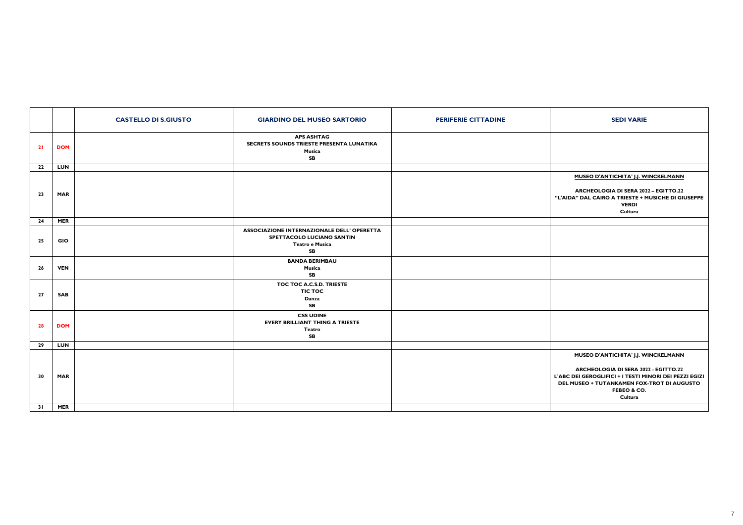| | | CASTELLO DI S.GIUSTO | GIARDINO DEL MUSEO SARTORIO | PERIFERIE CITTADINE | SEDI VARIE |
|---|---|---|---|---|---|
| 21 | DOM | | **APS ASHTAG**<br>**SECRETS SOUNDS TRIESTE PRESENTA LUNATIKA**<br>**Musica**<br>**SB** | | |
| 22 | LUN | | | | |
| 23 | MAR | | | | **MUSEO D'ANTICHITA' J.J. WINCKELMANN**<br><br>**ARCHEOLOGIA DI SERA 2022 – EGITTO.22**<br>**"L'AIDA" DAL CAIRO A TRIESTE + MUSICHE DI GIUSEPPE VERDI**<br>**Cultura** |
| 24 | MER | | | | |
| 25 | GIO | | **ASSOCIAZIONE INTERNAZIONALE DELL' OPERETTA**<br>**SPETTACOLO LUCIANO SANTIN**<br>**Teatro e Musica**<br>**SB** | | |
| 26 | VEN | | **BANDA BERIMBAU**<br>**Musica**<br>**SB** | | |
| 27 | SAB | | **TOC TOC A.C.S.D. TRIESTE**<br>**TIC TOC**<br>**Danza**<br>**SB** | | |
| 28 | DOM | | **CSS UDINE**<br>**EVERY BRILLIANT THING A TRIESTE**<br>**Teatro**<br>**SB** | | |
| 29 | LUN | | | | |
| 30 | MAR | | | | **MUSEO D'ANTICHITA' J.J. WINCKELMANN**<br><br>**ARCHEOLOGIA DI SERA 2022 - EGITTO.22**<br>**L'ABC DEI GEROGLIFICI + I TESTI MINORI DEI PEZZI EGIZI DEL MUSEO + TUTANKAMEN FOX-TROT DI AUGUSTO FEBEO & CO.**<br>**Cultura** |
| 31 | MER | | | | |